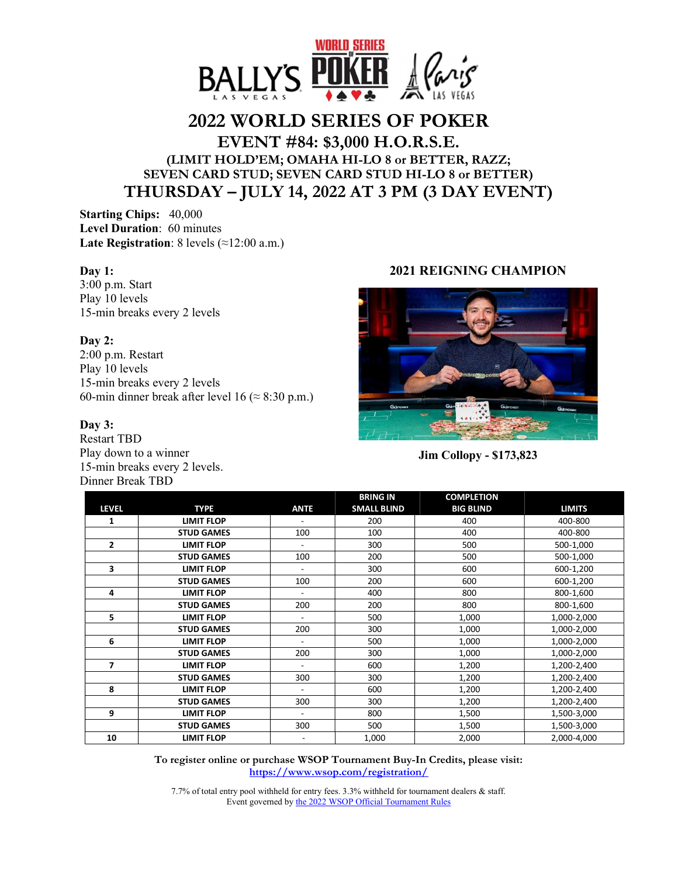# 2022 WORLD SERIES OF POKER

## EVENT #84: $3,000 H.O.R.S.E.

### (LIMIT HOLD'EM; OMAHA HI-LO 8 or BETTER, RAZZ; SEVEN CARD STUD; SEVEN CARD STUD HI-LO 8 or BETTER)

## THURSDAY – JULY 14, 2022 AT 3 PM (3 DAY EVENT)

**Starting Chips:** 40,000
**Level Duration**: 60 minutes
**Late Registration**: 8 levels (≈12:00 a.m.)

**Day 1:**
3:00 p.m. Start
Play 10 levels
15-min breaks every 2 levels

**Day 2:**
2:00 p.m. Restart
Play 10 levels
15-min breaks every 2 levels
60-min dinner break after level 16 (≈ 8:30 p.m.)

**Day 3:**
Restart TBD
Play down to a winner
15-min breaks every 2 levels.
Dinner Break TBD

**2021 REIGNING CHAMPION**

**Jim Collopy - $173,823**

| LEVEL | TYPE | ANTE | BRING IN SMALL BLIND | COMPLETION BIG BLIND | LIMITS |
|---|---|---|---|---|---|
| 1 | LIMIT FLOP | - | 200 | 400 | 400-800 |
| | STUD GAMES | 100 | 100 | 400 | 400-800 |
| 2 | LIMIT FLOP | - | 300 | 500 | 500-1,000 |
| | STUD GAMES | 100 | 200 | 500 | 500-1,000 |
| 3 | LIMIT FLOP | - | 300 | 600 | 600-1,200 |
| | STUD GAMES | 100 | 200 | 600 | 600-1,200 |
| 4 | LIMIT FLOP | - | 400 | 800 | 800-1,600 |
| | STUD GAMES | 200 | 200 | 800 | 800-1,600 |
| 5 | LIMIT FLOP | - | 500 | 1,000 | 1,000-2,000 |
| | STUD GAMES | 200 | 300 | 1,000 | 1,000-2,000 |
| 6 | LIMIT FLOP | - | 500 | 1,000 | 1,000-2,000 |
| | STUD GAMES | 200 | 300 | 1,000 | 1,000-2,000 |
| 7 | LIMIT FLOP | - | 600 | 1,200 | 1,200-2,400 |
| | STUD GAMES | 300 | 300 | 1,200 | 1,200-2,400 |
| 8 | LIMIT FLOP | - | 600 | 1,200 | 1,200-2,400 |
| | STUD GAMES | 300 | 300 | 1,200 | 1,200-2,400 |
| 9 | LIMIT FLOP | - | 800 | 1,500 | 1,500-3,000 |
| | STUD GAMES | 300 | 500 | 1,500 | 1,500-3,000 |
| 10 | LIMIT FLOP | - | 1,000 | 2,000 | 2,000-4,000 |

**To register online or purchase WSOP Tournament Buy-In Credits, please visit:**
https://www.wsop.com/registration/

7.7% of total entry pool withheld for entry fees. 3.3% withheld for tournament dealers & staff.
Event governed by the 2022 WSOP Official Tournament Rules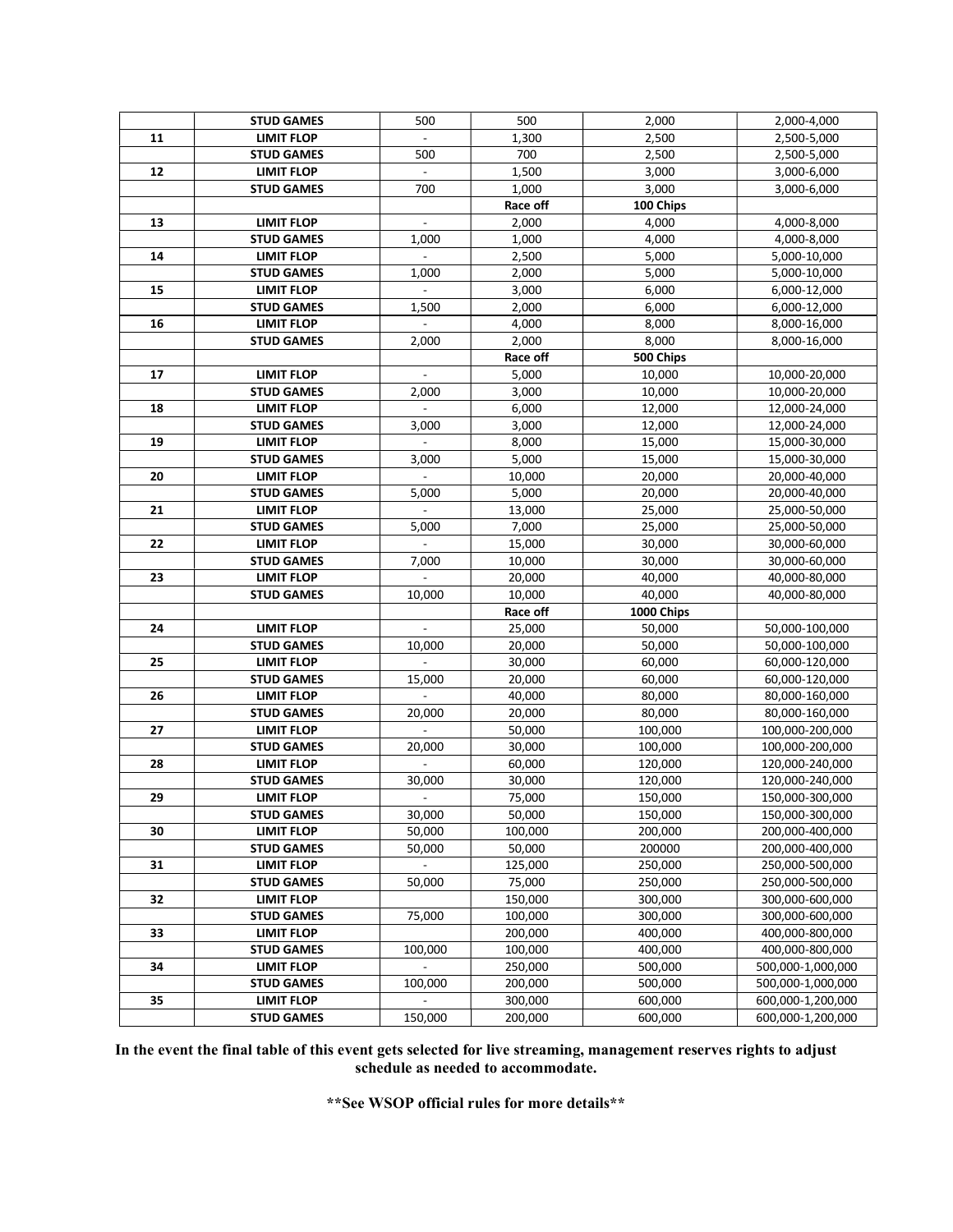| | | | | | |
|---|---|---|---|---|---|
| | **STUD GAMES** | 500 | 500 | 2,000 | 2,000-4,000 |
| **11** | **LIMIT FLOP** | - | 1,300 | 2,500 | 2,500-5,000 |
| | **STUD GAMES** | 500 | 700 | 2,500 | 2,500-5,000 |
| **12** | **LIMIT FLOP** | - | 1,500 | 3,000 | 3,000-6,000 |
| | **STUD GAMES** | 700 | 1,000 | 3,000 | 3,000-6,000 |
| | | | **Race off** | **100 Chips** | |
| **13** | **LIMIT FLOP** | - | 2,000 | 4,000 | 4,000-8,000 |
| | **STUD GAMES** | 1,000 | 1,000 | 4,000 | 4,000-8,000 |
| **14** | **LIMIT FLOP** | - | 2,500 | 5,000 | 5,000-10,000 |
| | **STUD GAMES** | 1,000 | 2,000 | 5,000 | 5,000-10,000 |
| **15** | **LIMIT FLOP** | - | 3,000 | 6,000 | 6,000-12,000 |
| | **STUD GAMES** | 1,500 | 2,000 | 6,000 | 6,000-12,000 |
| **16** | **LIMIT FLOP** | - | 4,000 | 8,000 | 8,000-16,000 |
| | **STUD GAMES** | 2,000 | 2,000 | 8,000 | 8,000-16,000 |
| | | | **Race off** | **500 Chips** | |
| **17** | **LIMIT FLOP** | - | 5,000 | 10,000 | 10,000-20,000 |
| | **STUD GAMES** | 2,000 | 3,000 | 10,000 | 10,000-20,000 |
| **18** | **LIMIT FLOP** | - | 6,000 | 12,000 | 12,000-24,000 |
| | **STUD GAMES** | 3,000 | 3,000 | 12,000 | 12,000-24,000 |
| **19** | **LIMIT FLOP** | - | 8,000 | 15,000 | 15,000-30,000 |
| | **STUD GAMES** | 3,000 | 5,000 | 15,000 | 15,000-30,000 |
| **20** | **LIMIT FLOP** | - | 10,000 | 20,000 | 20,000-40,000 |
| | **STUD GAMES** | 5,000 | 5,000 | 20,000 | 20,000-40,000 |
| **21** | **LIMIT FLOP** | - | 13,000 | 25,000 | 25,000-50,000 |
| | **STUD GAMES** | 5,000 | 7,000 | 25,000 | 25,000-50,000 |
| **22** | **LIMIT FLOP** | - | 15,000 | 30,000 | 30,000-60,000 |
| | **STUD GAMES** | 7,000 | 10,000 | 30,000 | 30,000-60,000 |
| **23** | **LIMIT FLOP** | - | 20,000 | 40,000 | 40,000-80,000 |
| | **STUD GAMES** | 10,000 | 10,000 | 40,000 | 40,000-80,000 |
| | | | **Race off** | **1000 Chips** | |
| **24** | **LIMIT FLOP** | - | 25,000 | 50,000 | 50,000-100,000 |
| | **STUD GAMES** | 10,000 | 20,000 | 50,000 | 50,000-100,000 |
| **25** | **LIMIT FLOP** | - | 30,000 | 60,000 | 60,000-120,000 |
| | **STUD GAMES** | 15,000 | 20,000 | 60,000 | 60,000-120,000 |
| **26** | **LIMIT FLOP** | - | 40,000 | 80,000 | 80,000-160,000 |
| | **STUD GAMES** | 20,000 | 20,000 | 80,000 | 80,000-160,000 |
| **27** | **LIMIT FLOP** | - | 50,000 | 100,000 | 100,000-200,000 |
| | **STUD GAMES** | 20,000 | 30,000 | 100,000 | 100,000-200,000 |
| **28** | **LIMIT FLOP** | - | 60,000 | 120,000 | 120,000-240,000 |
| | **STUD GAMES** | 30,000 | 30,000 | 120,000 | 120,000-240,000 |
| **29** | **LIMIT FLOP** | - | 75,000 | 150,000 | 150,000-300,000 |
| | **STUD GAMES** | 30,000 | 50,000 | 150,000 | 150,000-300,000 |
| **30** | **LIMIT FLOP** | 50,000 | 100,000 | 200,000 | 200,000-400,000 |
| | **STUD GAMES** | 50,000 | 50,000 | 200000 | 200,000-400,000 |
| **31** | **LIMIT FLOP** | - | 125,000 | 250,000 | 250,000-500,000 |
| | **STUD GAMES** | 50,000 | 75,000 | 250,000 | 250,000-500,000 |
| **32** | **LIMIT FLOP** | | 150,000 | 300,000 | 300,000-600,000 |
| | **STUD GAMES** | 75,000 | 100,000 | 300,000 | 300,000-600,000 |
| **33** | **LIMIT FLOP** | | 200,000 | 400,000 | 400,000-800,000 |
| | **STUD GAMES** | 100,000 | 100,000 | 400,000 | 400,000-800,000 |
| **34** | **LIMIT FLOP** | - | 250,000 | 500,000 | 500,000-1,000,000 |
| | **STUD GAMES** | 100,000 | 200,000 | 500,000 | 500,000-1,000,000 |
| **35** | **LIMIT FLOP** | - | 300,000 | 600,000 | 600,000-1,200,000 |
| | **STUD GAMES** | 150,000 | 200,000 | 600,000 | 600,000-1,200,000 |

**In the event the final table of this event gets selected for live streaming, management reserves rights to adjust schedule as needed to accommodate.**

**\*\*See WSOP official rules for more details\*\***